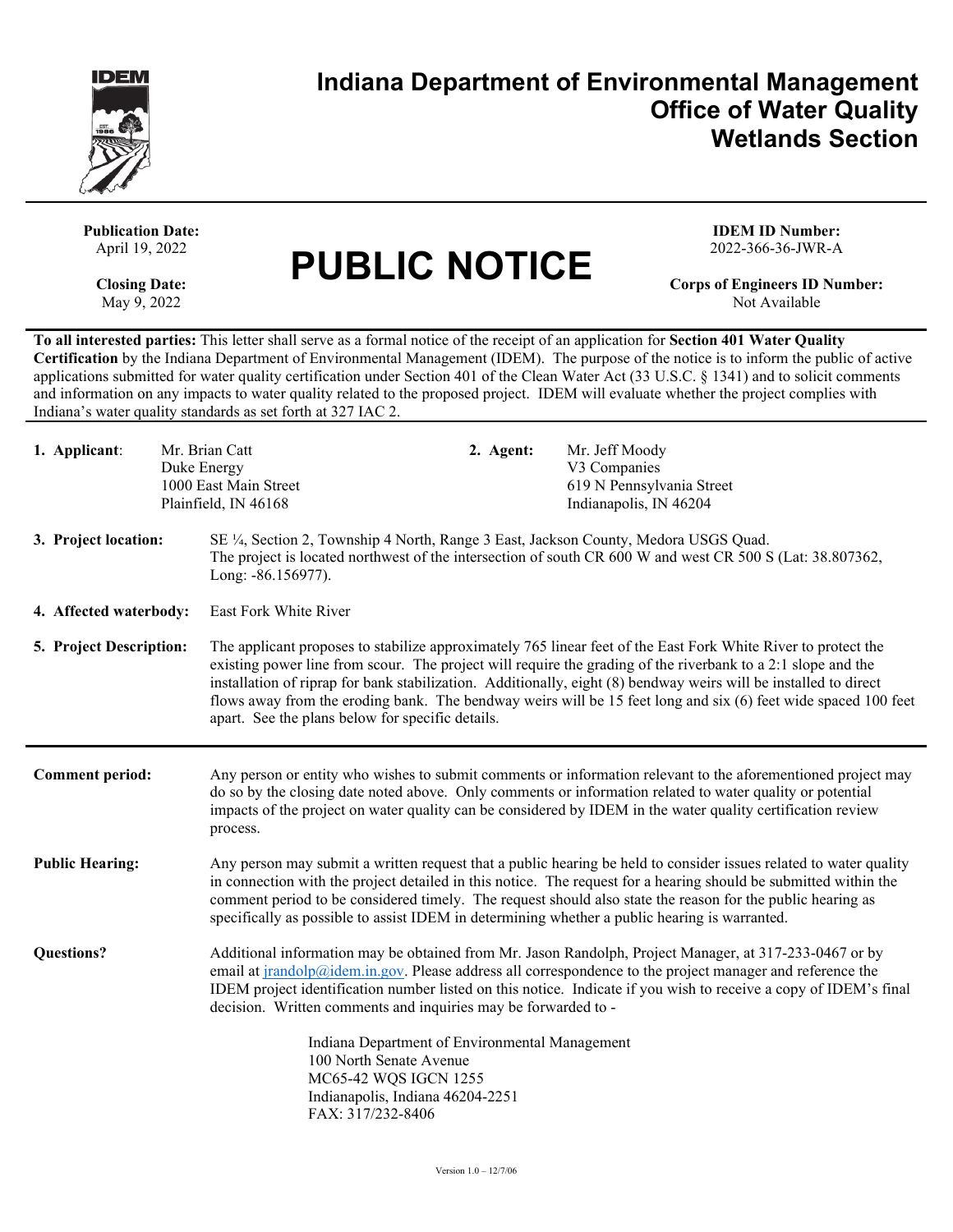# Indiana Department of Environmental Management
## Office of Water Quality
## Wetlands Section

**Publication Date:**
April 19, 2022

**Closing Date:**
May 9, 2022

# PUBLIC NOTICE

**IDEM ID Number:**
2022-366-36-JWR-A

**Corps of Engineers ID Number:**
Not Available

**To all interested parties:** This letter shall serve as a formal notice of the receipt of an application for **Section 401 Water Quality Certification** by the Indiana Department of Environmental Management (IDEM). The purpose of the notice is to inform the public of active applications submitted for water quality certification under Section 401 of the Clean Water Act (33 U.S.C. § 1341) and to solicit comments and information on any impacts to water quality related to the proposed project. IDEM will evaluate whether the project complies with Indiana's water quality standards as set forth at 327 IAC 2.

**1. Applicant:**
Mr. Brian Catt
Duke Energy
1000 East Main Street
Plainfield, IN 46168

**2. Agent:**
Mr. Jeff Moody
V3 Companies
619 N Pennsylvania Street
Indianapolis, IN 46204

**3. Project location:** SE ¼, Section 2, Township 4 North, Range 3 East, Jackson County, Medora USGS Quad. The project is located northwest of the intersection of south CR 600 W and west CR 500 S (Lat: 38.807362, Long: -86.156977).

**4. Affected waterbody:** East Fork White River

**5. Project Description:** The applicant proposes to stabilize approximately 765 linear feet of the East Fork White River to protect the existing power line from scour. The project will require the grading of the riverbank to a 2:1 slope and the installation of riprap for bank stabilization. Additionally, eight (8) bendway weirs will be installed to direct flows away from the eroding bank. The bendway weirs will be 15 feet long and six (6) feet wide spaced 100 feet apart. See the plans below for specific details.

**Comment period:** Any person or entity who wishes to submit comments or information relevant to the aforementioned project may do so by the closing date noted above. Only comments or information related to water quality or potential impacts of the project on water quality can be considered by IDEM in the water quality certification review process.

**Public Hearing:** Any person may submit a written request that a public hearing be held to consider issues related to water quality in connection with the project detailed in this notice. The request for a hearing should be submitted within the comment period to be considered timely. The request should also state the reason for the public hearing as specifically as possible to assist IDEM in determining whether a public hearing is warranted.

**Questions?** Additional information may be obtained from Mr. Jason Randolph, Project Manager, at 317-233-0467 or by email at jrandolp@idem.in.gov. Please address all correspondence to the project manager and reference the IDEM project identification number listed on this notice. Indicate if you wish to receive a copy of IDEM's final decision. Written comments and inquiries may be forwarded to -

Indiana Department of Environmental Management
100 North Senate Avenue
MC65-42 WQS IGCN 1255
Indianapolis, Indiana 46204-2251
FAX: 317/232-8406

Version 1.0 – 12/7/06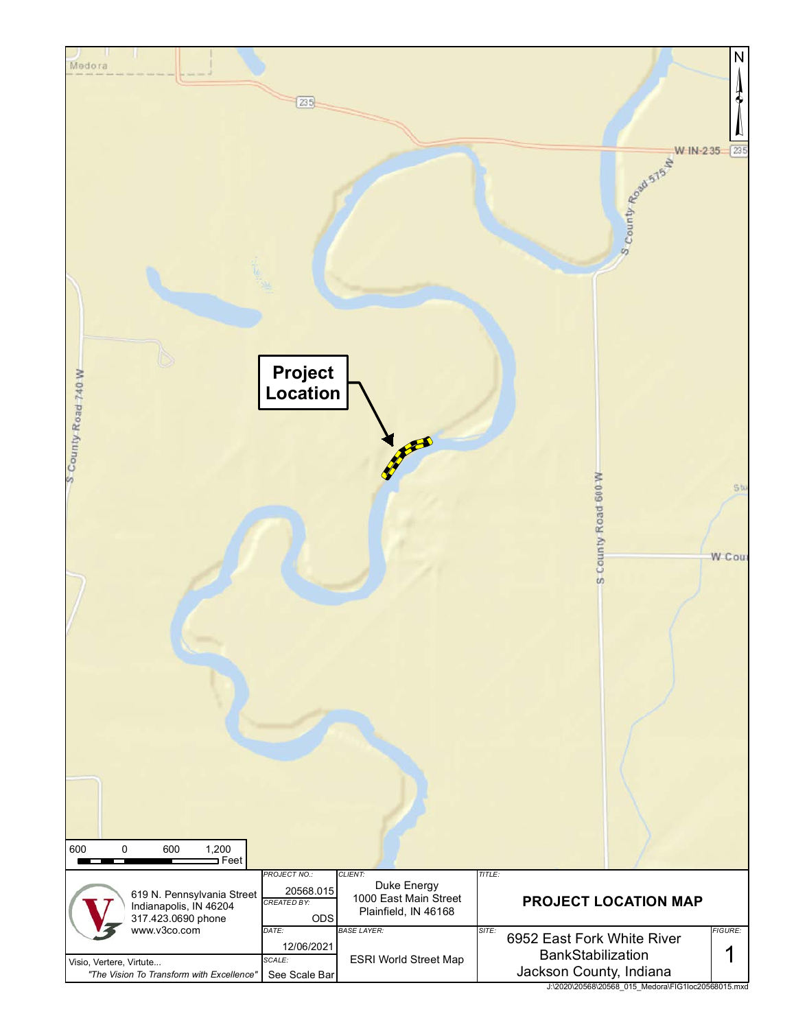Medora

235

W IN-235 235

S County Road 575 W

S County Road 740 W

S County Road 600 W

W Cou

**Project Location**

600 0 600 1,200 Feet

N

| | PROJECT NO.: 20568.015 | CLIENT: Duke Energy 1000 East Main Street Plainfield, IN 46168 | TITLE: **PROJECT LOCATION MAP** | |
|---|---|---|---|---|
| 619 N. Pennsylvania Street Indianapolis, IN 46204 317.423.0690 phone www.v3co.com | CREATED BY: ODS | | | |
| | DATE: 12/06/2021 | BASE LAYER: ESRI World Street Map | SITE: 6952 East Fork White River BankStabilization Jackson County, Indiana | FIGURE: 1 |
| Visio, Vertere, Virtute... *"The Vision To Transform with Excellence"* | SCALE: See Scale Bar | | | |

J:\2020\20568\20568_015_Medora\FIG1loc20568015.mxd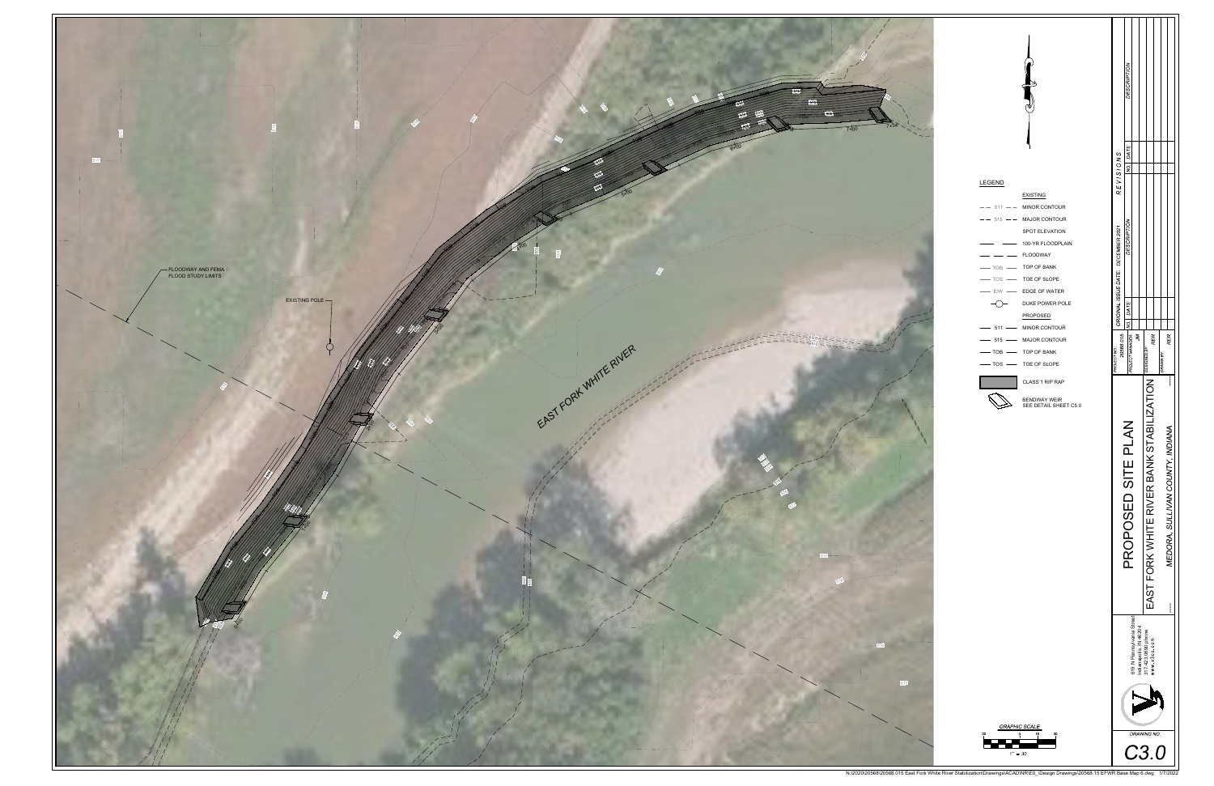FLOODWAY AND FEMA FLOOD STUDY LIMITS

EXISTING POLE

EAST FORK WHITE RIVER

## LEGEND

**EXISTING**

- 511 — MINOR CONTOUR
- 515 — MAJOR CONTOUR
- SPOT ELEVATION
- 100-YR FLOODPLAIN
- FLOODWAY
- TOB — TOP OF BANK
- TOS — TOE OF SLOPE
- E/W — EDGE OF WATER
- DUKE POWER POLE

**PROPOSED**

- 511 — MINOR CONTOUR
- 515 — MAJOR CONTOUR
- TOB — TOP OF BANK
- TOS — TOE OF SLOPE
- CLASS 1 RIP RAP
- BENDWAY WEIR SEE DETAIL SHEET C5.0

GRAPHIC SCALE

1" = 30'

ORIGINAL ISSUE DATE: DECEMBER 2021

| REVISIONS | | |
|---|---|---|
| NO. | DATE | DESCRIPTION |

PROJECT NO. 20568.015

PROJECT MANAGER JM

DESIGNED BY RER

DRAWN BY RER

# PROPOSED SITE PLAN

EAST FORK WHITE RIVER BANK STABILIZATION

MEDORA, SULLIVAN COUNTY, INDIANA

DRAWING NO.

C3.0

N:\2020\20568\20568.015 East Fork White River Stabilization\Drawings\ACAD\NR\E0_\Design Drawings\20568.15 EFWR Base Map 6.dwg 1/7/2022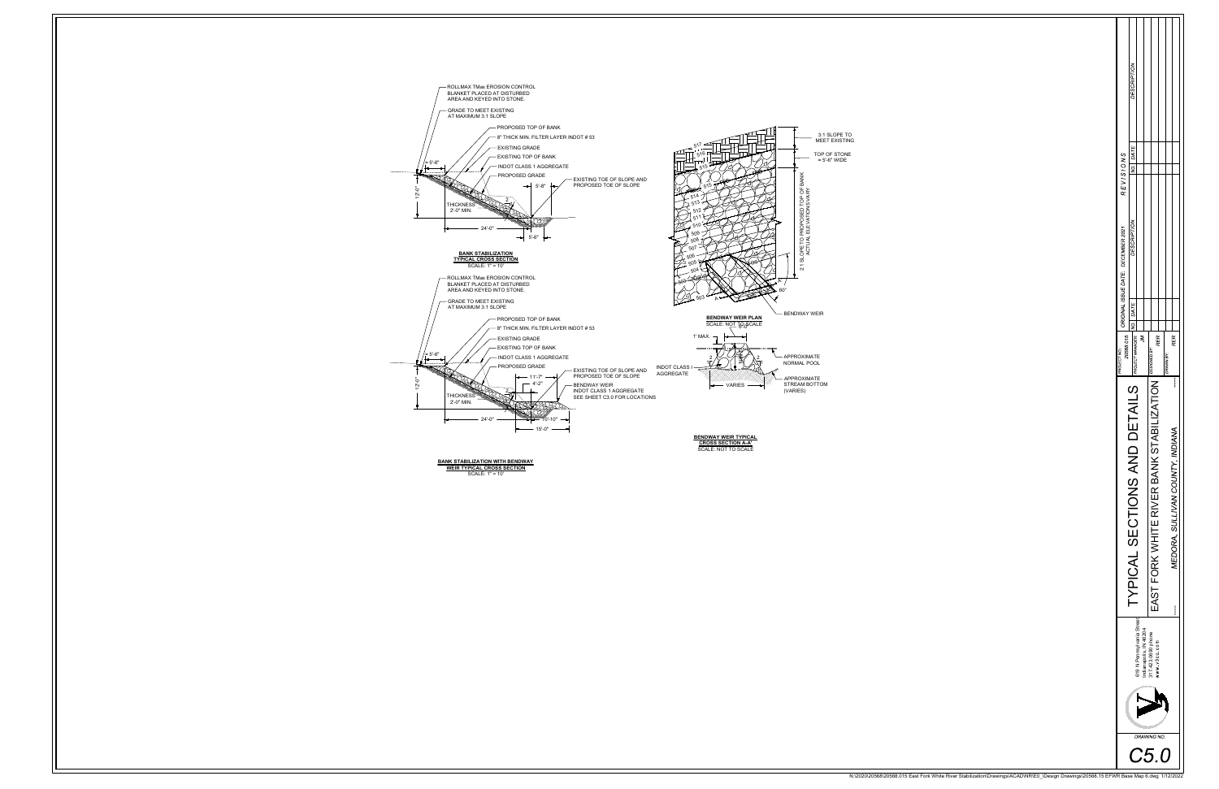ROLLMAX TMax EROSION CONTROL BLANKET PLACED AT DISTURBED AREA AND KEYED INTO STONE.

GRADE TO MEET EXISTING AT MAXIMUM 3:1 SLOPE

PROPOSED TOP OF BANK

8" THICK MIN. FILTER LAYER INDOT # 53

EXISTING GRADE

EXISTING TOP OF BANK

INDOT CLASS 1 AGGREGATE

PROPOSED GRADE

EXISTING TOE OF SLOPE AND PROPOSED TOE OF SLOPE

5'-6"

12'-0"

THICKNESS 2'-0" MIN.

24'-0"

5'-6"

2

1

**BANK STABILIZATION TYPICAL CROSS SECTION**
SCALE: 1" = 10'

ROLLMAX TMax EROSION CONTROL BLANKET PLACED AT DISTURBED AREA AND KEYED INTO STONE.

GRADE TO MEET EXISTING AT MAXIMUM 3:1 SLOPE

PROPOSED TOP OF BANK

8" THICK MIN. FILTER LAYER INDOT # 53

EXISTING GRADE

EXISTING TOP OF BANK

INDOT CLASS 1 AGGREGATE

PROPOSED GRADE

EXISTING TOE OF SLOPE AND PROPOSED TOE OF SLOPE

BENDWAY WEIR INDOT CLASS 1 AGGREGATE SEE SHEET C3.0 FOR LOCATIONS

5'-6"

12'-0"

11'-7"

4'-2"

THICKNESS 2'-0" MIN.

24'-0"

10'-10"

15'-0"

**BANK STABILIZATION WITH BENDWAY WEIR TYPICAL CROSS SECTION**
SCALE: 1" = 10'

517, 516, 515, 515, 514, 513, 512, 511, 510, 509, 508, 507, 506, 505, 504, 503, 503

3:1 SLOPE TO MEET EXISTING

TOP OF STONE = 5'-6" WIDE

2:1 SLOPE TO PROPOSED TOP OF BANK ACTUAL ELEVATIONS VARY

A

A'

60°

BENDWAY WEIR

**BENDWAY WEIR PLAN**
SCALE: NOT TO SCALE

1' MAX.

5'-0"

INDOT CLASS I AGGREGATE

2

1

2

1

VARIES

APPROXIMATE NORMAL POOL

APPROXIMATE STREAM BOTTOM (VARIES)

**BENDWAY WEIR TYPICAL CROSS SECTION A-A'**
SCALE: NOT TO SCALE

| REVISIONS | | | | | |
|---|---|---|---|---|---|
| ORIGINAL ISSUE DATE: DECEMBER 2021 | | | | | |
| NO. | DATE | DESCRIPTION | NO. | DATE | DESCRIPTION |

PROJECT NO. 20568.015

PROJECT MANAGER JM

DESIGNED BY RER

DRAWN BY RER

# TYPICAL SECTIONS AND DETAILS

## EAST FORK WHITE RIVER BANK STABILIZATION

*MEDORA, SULLIVAN COUNTY, INDIANA*

608 N Pennsylvania Street
Indianapolis, IN 46204
317.423.0690 phone
www.vs-sc.com

DRAWING NO.

C5.0

N:\2020\20568\20568.015 East Fork White River Stabilization\Drawings\ACAD\NR\E0_\Design Drawings\20568.15 EFWR Base Map 6.dwg 1/12/2022